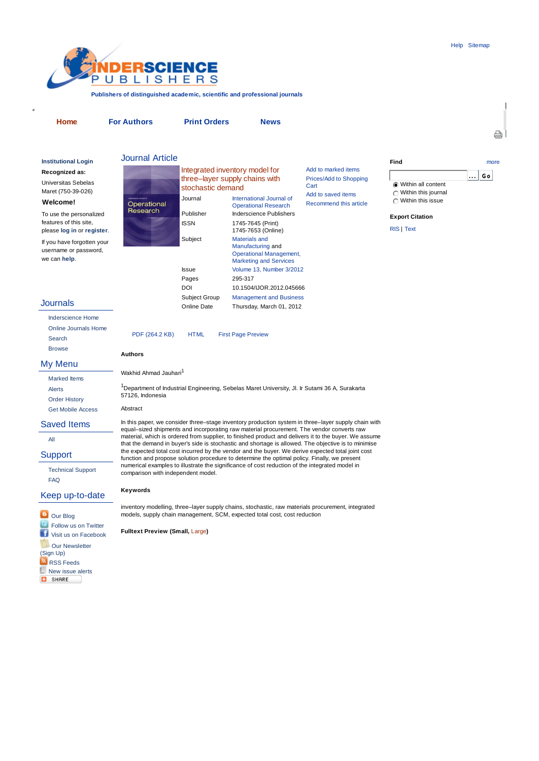Help Sitemap

Publishers of distinguished academic, scientific and professional journals

Home | For Authors | Print Orders | News

**Institutional Login**

**Recognized as:**

Universitas Sebelas Maret (750-39-026)

**Welcome!**

To use the personalized features of this site, please **log in** or **register**.

If you have forgotten your username or password, we can **help**.

## Journals

- Inderscience Home
- Online Journals Home
- Search
- Browse

## My Menu

- Marked Items
- Alerts
- Order History
- Get Mobile Access

## Saved Items

- All

## Support

- Technical Support
- FAQ

## Keep up-to-date

- Our Blog
- Follow us on Twitter
- Visit us on Facebook
- Our Newsletter (Sign Up)
- RSS Feeds
- New issue alerts
- SHARE

# Journal Article

## Integrated inventory model for three–layer supply chains with stochastic demand

| | |
|---|---|
| Journal | International Journal of Operational Research |
| Publisher | Inderscience Publishers |
| ISSN | 1745-7645 (Print) 1745-7653 (Online) |
| Subject | Materials and Manufacturing and Operational Management, Marketing and Services |
| Issue | Volume 13, Number 3/2012 |
| Pages | 295-317 |
| DOI | 10.1504/IJOR.2012.045666 |
| Subject Group | Management and Business |
| Online Date | Thursday, March 01, 2012 |

Add to marked items
Prices/Add to Shopping Cart
Add to saved items
Recommend this article

PDF (264.2 KB) HTML First Page Preview

**Authors**

Wakhid Ahmad Jauhari[1]

[1]Department of Industrial Engineering, Sebelas Maret University, Jl. Ir Sutami 36 A, Surakarta 57126, Indonesia

Abstract

In this paper, we consider three–stage inventory production system in three–layer supply chain with equal–sized shipments and incorporating raw material procurement. The vendor converts raw material, which is ordered from supplier, to finished product and delivers it to the buyer. We assume that the demand in buyer's side is stochastic and shortage is allowed. The objective is to minimise the expected total cost incurred by the vendor and the buyer. We derive expected total joint cost function and propose solution procedure to determine the optimal policy. Finally, we present numerical examples to illustrate the significance of cost reduction of the integrated model in comparison with independent model.

**Keywords**

inventory modelling, three–layer supply chains, stochastic, raw materials procurement, integrated models, supply chain management, SCM, expected total cost, cost reduction

**Fulltext Preview (Small, Large)**

**Find** more

- Within all content
- Within this journal
- Within this issue

**Export Citation**

RIS | Text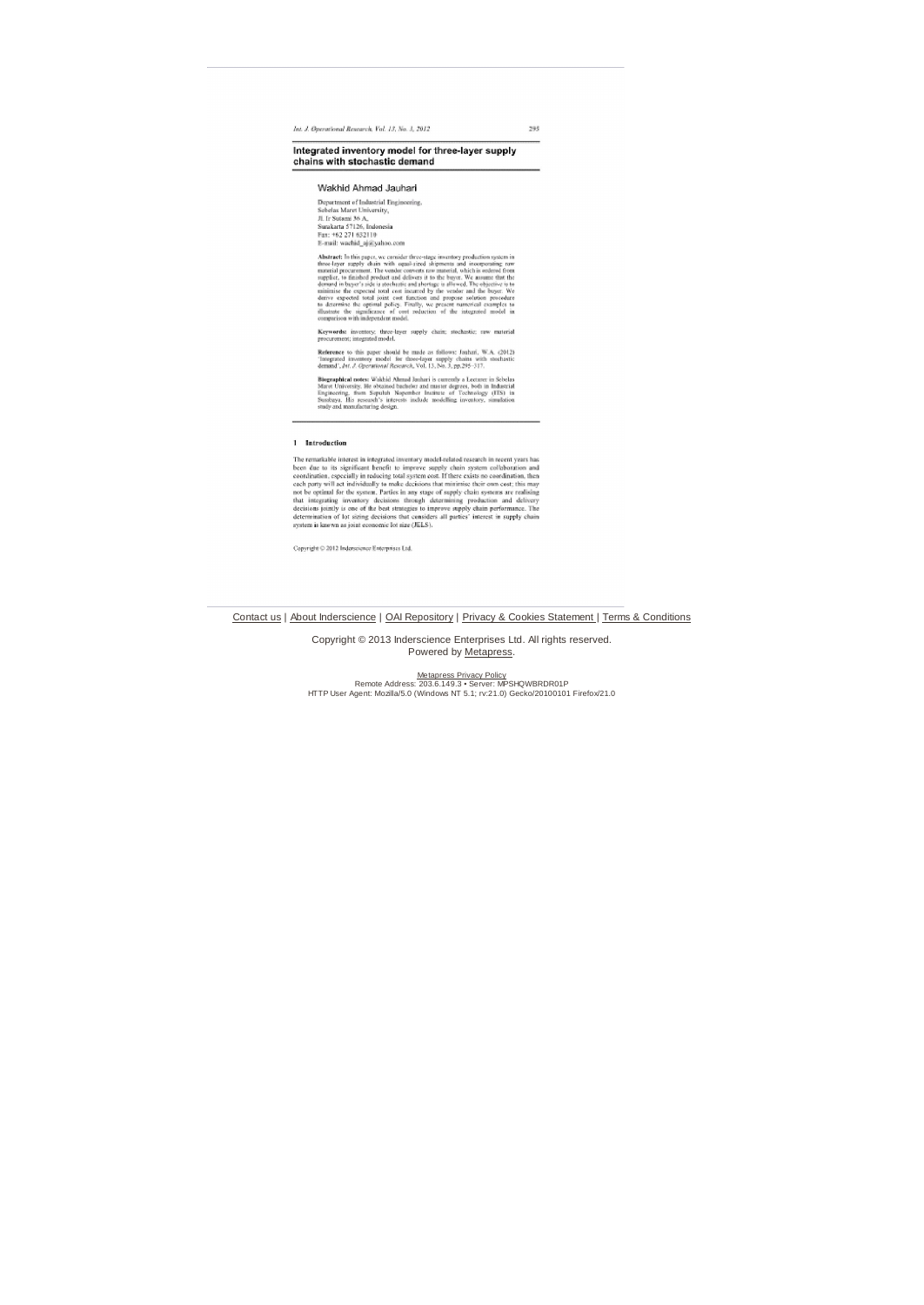# Integrated inventory model for three-layer supply chains with stochastic demand

## Wakhid Ahmad Jauhari

Department of Industrial Engineering,
Sebelas Maret University,
Jl. Ir Sutami 36 A,
Surakarta 57126, Indonesia
Fax: +62 271 632110
E-mail: wachid_aj@yahoo.com

**Abstract:** In this paper, we consider three-stage inventory production system in three-layer supply chain with equal-sized shipments and incorporating raw material procurement. The vendor converts raw material, which is ordered from supplier, to finished product and delivers it to the buyer. We assume that the demand in buyer's side is stochastic and shortage is allowed. The objective is to minimise the expected total cost incurred by the vendor and the buyer. We derive expected total joint cost function and propose solution procedure to determine the optimal policy. Finally, we present numerical examples to illustrate the significance of cost reduction of the integrated model in comparison with independent model.

**Keywords:** inventory; three-layer supply chain; stochastic; raw material procurement; integrated model.

**Reference** to this paper should be made as follows: Jauhari, W.A. (2012) 'Integrated inventory model for three-layer supply chains with stochastic demand', *Int. J. Operational Research*, Vol. 13, No. 3, pp.295–317.

**Biographical notes:** Wakhid Ahmad Jauhari is currently a Lecturer in Sebelas Maret University. He obtained bachelor and master degrees, both in Industrial Engineering, from Sepuluh Nopember Institute of Technology (ITS) in Surabaya. His research's interests include modelling inventory, simulation study and manufacturing design.

## 1 Introduction

The remarkable interest in integrated inventory model-related research in recent years has been due to its significant benefit to improve supply chain system collaboration and coordination, especially in reducing total system cost. If there exists no coordination, then each party will act individually to make decisions that minimise their own cost; this may not be optimal for the system. Parties in any stage of supply chain systems are realising that integrating inventory decisions through determining production and delivery decisions jointly is one of the best strategies to improve supply chain performance. The determination of lot sizing decisions that considers all parties' interest in supply chain system is known as joint economic lot size (JELS).

Copyright © 2012 Inderscience Enterprises Ltd.